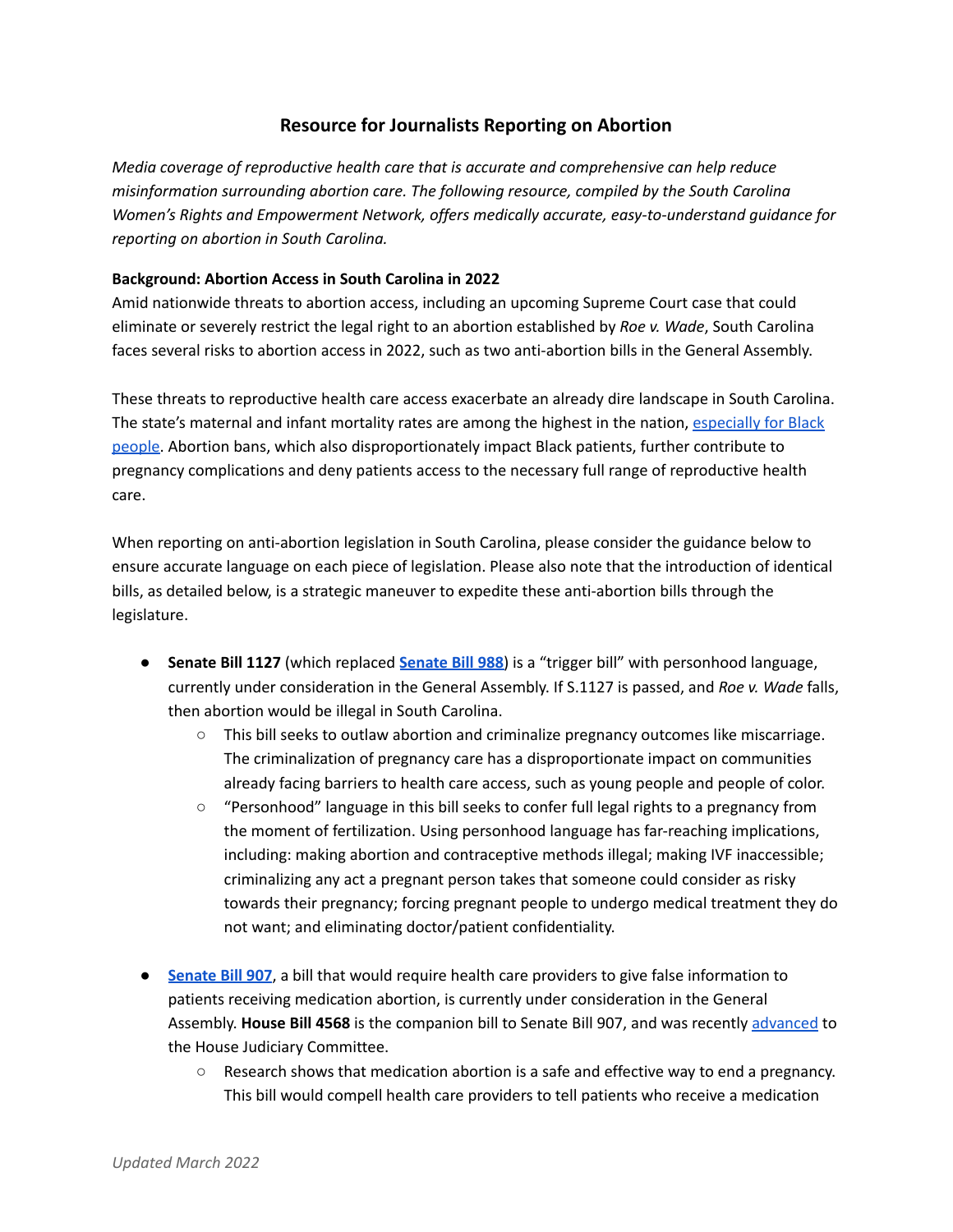## Resource for Journalists Reporting on Abortion

*Media coverage of reproductive health care that is accurate and comprehensive can help reduce misinformation surrounding abortion care. The following resource, compiled by the South Carolina Women's Rights and Empowerment Network, offers medically accurate, easy-to-understand guidance for reporting on abortion in South Carolina.*

**Background: Abortion Access in South Carolina in 2022**

Amid nationwide threats to abortion access, including an upcoming Supreme Court case that could eliminate or severely restrict the legal right to an abortion established by *Roe v. Wade*, South Carolina faces several risks to abortion access in 2022, such as two anti-abortion bills in the General Assembly.

These threats to reproductive health care access exacerbate an already dire landscape in South Carolina. The state's maternal and infant mortality rates are among the highest in the nation, especially for Black people. Abortion bans, which also disproportionately impact Black patients, further contribute to pregnancy complications and deny patients access to the necessary full range of reproductive health care.

When reporting on anti-abortion legislation in South Carolina, please consider the guidance below to ensure accurate language on each piece of legislation. Please also note that the introduction of identical bills, as detailed below, is a strategic maneuver to expedite these anti-abortion bills through the legislature.

- **Senate Bill 1127** (which replaced **Senate Bill 988**) is a "trigger bill" with personhood language, currently under consideration in the General Assembly. If S.1127 is passed, and *Roe v. Wade* falls, then abortion would be illegal in South Carolina.
  - This bill seeks to outlaw abortion and criminalize pregnancy outcomes like miscarriage. The criminalization of pregnancy care has a disproportionate impact on communities already facing barriers to health care access, such as young people and people of color.
  - "Personhood" language in this bill seeks to confer full legal rights to a pregnancy from the moment of fertilization. Using personhood language has far-reaching implications, including: making abortion and contraceptive methods illegal; making IVF inaccessible; criminalizing any act a pregnant person takes that someone could consider as risky towards their pregnancy; forcing pregnant people to undergo medical treatment they do not want; and eliminating doctor/patient confidentiality.

- **Senate Bill 907**, a bill that would require health care providers to give false information to patients receiving medication abortion, is currently under consideration in the General Assembly. **House Bill 4568** is the companion bill to Senate Bill 907, and was recently advanced to the House Judiciary Committee.
  - Research shows that medication abortion is a safe and effective way to end a pregnancy. This bill would compell health care providers to tell patients who receive a medication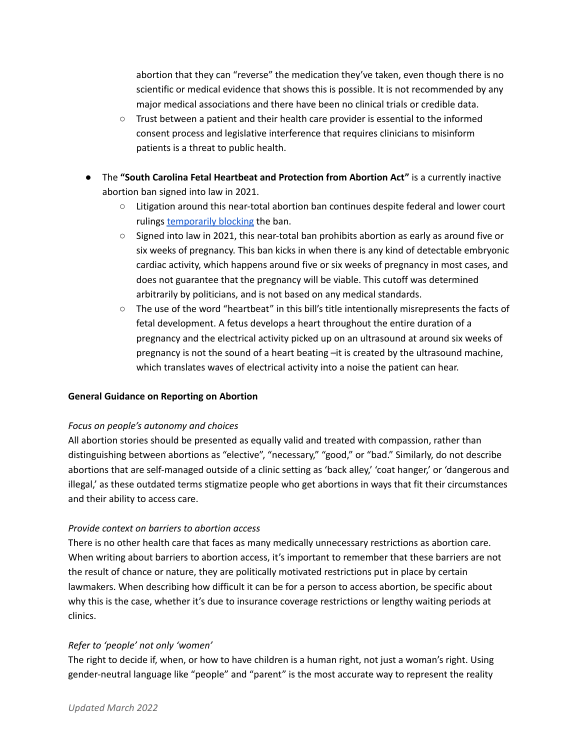abortion that they can "reverse" the medication they've taken, even though there is no scientific or medical evidence that shows this is possible. It is not recommended by any major medical associations and there have been no clinical trials or credible data.
    - Trust between a patient and their health care provider is essential to the informed consent process and legislative interference that requires clinicians to misinform patients is a threat to public health.

- The **"South Carolina Fetal Heartbeat and Protection from Abortion Act"** is a currently inactive abortion ban signed into law in 2021.
    - Litigation around this near-total abortion ban continues despite federal and lower court rulings temporarily blocking the ban.
    - Signed into law in 2021, this near-total ban prohibits abortion as early as around five or six weeks of pregnancy. This ban kicks in when there is any kind of detectable embryonic cardiac activity, which happens around five or six weeks of pregnancy in most cases, and does not guarantee that the pregnancy will be viable. This cutoff was determined arbitrarily by politicians, and is not based on any medical standards.
    - The use of the word "heartbeat" in this bill's title intentionally misrepresents the facts of fetal development. A fetus develops a heart throughout the entire duration of a pregnancy and the electrical activity picked up on an ultrasound at around six weeks of pregnancy is not the sound of a heart beating –it is created by the ultrasound machine, which translates waves of electrical activity into a noise the patient can hear.

**General Guidance on Reporting on Abortion**

*Focus on people's autonomy and choices*

All abortion stories should be presented as equally valid and treated with compassion, rather than distinguishing between abortions as "elective", "necessary," "good," or "bad." Similarly, do not describe abortions that are self-managed outside of a clinic setting as 'back alley,' 'coat hanger,' or 'dangerous and illegal,' as these outdated terms stigmatize people who get abortions in ways that fit their circumstances and their ability to access care.

*Provide context on barriers to abortion access*

There is no other health care that faces as many medically unnecessary restrictions as abortion care. When writing about barriers to abortion access, it's important to remember that these barriers are not the result of chance or nature, they are politically motivated restrictions put in place by certain lawmakers. When describing how difficult it can be for a person to access abortion, be specific about why this is the case, whether it's due to insurance coverage restrictions or lengthy waiting periods at clinics.

*Refer to 'people' not only 'women'*

The right to decide if, when, or how to have children is a human right, not just a woman's right. Using gender-neutral language like "people" and "parent" is the most accurate way to represent the reality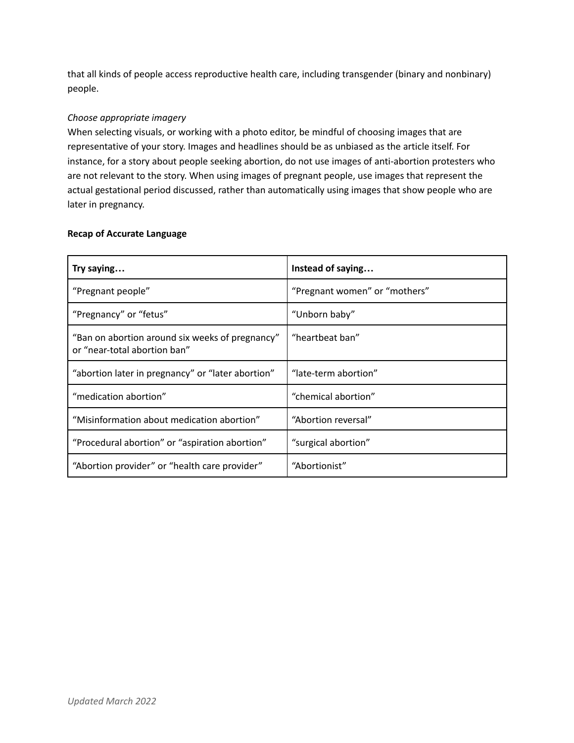that all kinds of people access reproductive health care, including transgender (binary and nonbinary) people.

*Choose appropriate imagery*

When selecting visuals, or working with a photo editor, be mindful of choosing images that are representative of your story. Images and headlines should be as unbiased as the article itself. For instance, for a story about people seeking abortion, do not use images of anti-abortion protesters who are not relevant to the story. When using images of pregnant people, use images that represent the actual gestational period discussed, rather than automatically using images that show people who are later in pregnancy.

**Recap of Accurate Language**

| **Try saying…** | **Instead of saying…** |
|---|---|
| "Pregnant people" | "Pregnant women" or "mothers" |
| "Pregnancy" or "fetus" | "Unborn baby" |
| "Ban on abortion around six weeks of pregnancy" or "near-total abortion ban" | "heartbeat ban" |
| "abortion later in pregnancy" or "later abortion" | "late-term abortion" |
| "medication abortion" | "chemical abortion" |
| "Misinformation about medication abortion" | "Abortion reversal" |
| "Procedural abortion" or "aspiration abortion" | "surgical abortion" |
| "Abortion provider" or "health care provider" | "Abortionist" |

*Updated March 2022*